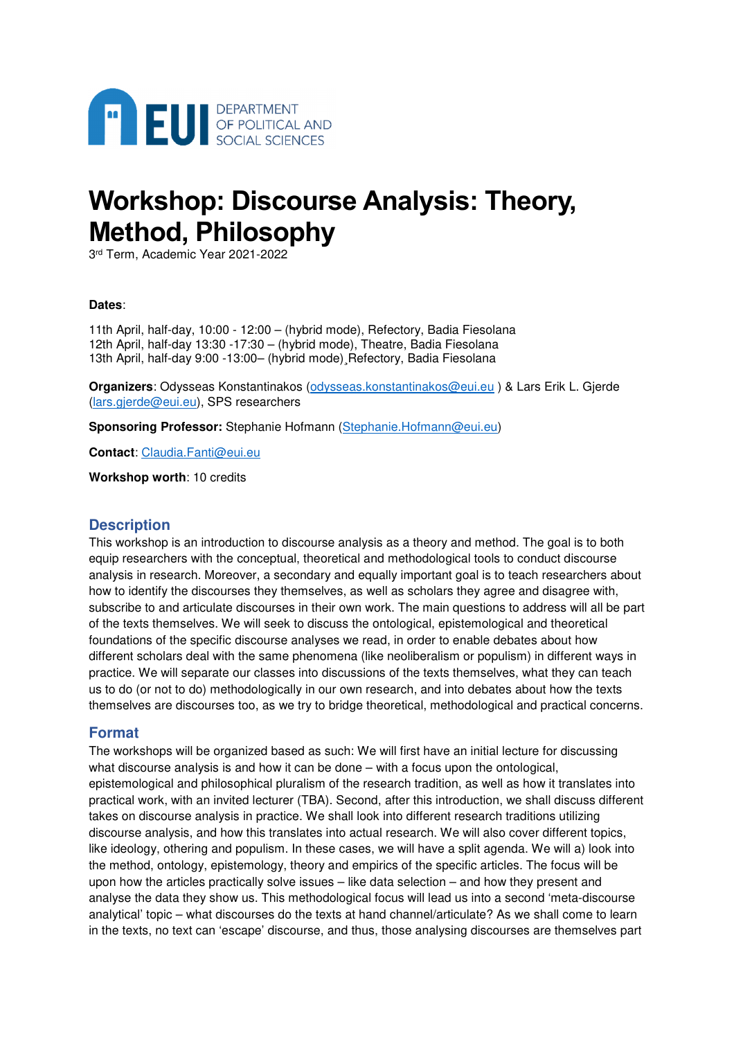EUI DEPARTMENT OF POLITICAL AND SOCIAL SCIENCES

# Workshop: Discourse Analysis: Theory, Method, Philosophy

3rd Term, Academic Year 2021-2022

**Dates**:

11th April, half-day, 10:00 - 12:00 – (hybrid mode), Refectory, Badia Fiesolana
12th April, half-day 13:30 -17:30 – (hybrid mode), Theatre, Badia Fiesolana
13th April, half-day 9:00 -13:00– (hybrid mode)¸Refectory, Badia Fiesolana

**Organizers**: Odysseas Konstantinakos (odysseas.konstantinakos@eui.eu ) & Lars Erik L. Gjerde (lars.gjerde@eui.eu), SPS researchers

**Sponsoring Professor:** Stephanie Hofmann (Stephanie.Hofmann@eui.eu)

**Contact**: Claudia.Fanti@eui.eu

**Workshop worth**: 10 credits

## Description

This workshop is an introduction to discourse analysis as a theory and method. The goal is to both equip researchers with the conceptual, theoretical and methodological tools to conduct discourse analysis in research. Moreover, a secondary and equally important goal is to teach researchers about how to identify the discourses they themselves, as well as scholars they agree and disagree with, subscribe to and articulate discourses in their own work. The main questions to address will all be part of the texts themselves. We will seek to discuss the ontological, epistemological and theoretical foundations of the specific discourse analyses we read, in order to enable debates about how different scholars deal with the same phenomena (like neoliberalism or populism) in different ways in practice. We will separate our classes into discussions of the texts themselves, what they can teach us to do (or not to do) methodologically in our own research, and into debates about how the texts themselves are discourses too, as we try to bridge theoretical, methodological and practical concerns.

## Format

The workshops will be organized based as such: We will first have an initial lecture for discussing what discourse analysis is and how it can be done – with a focus upon the ontological, epistemological and philosophical pluralism of the research tradition, as well as how it translates into practical work, with an invited lecturer (TBA). Second, after this introduction, we shall discuss different takes on discourse analysis in practice. We shall look into different research traditions utilizing discourse analysis, and how this translates into actual research. We will also cover different topics, like ideology, othering and populism. In these cases, we will have a split agenda. We will a) look into the method, ontology, epistemology, theory and empirics of the specific articles. The focus will be upon how the articles practically solve issues – like data selection – and how they present and analyse the data they show us. This methodological focus will lead us into a second 'meta-discourse analytical' topic – what discourses do the texts at hand channel/articulate? As we shall come to learn in the texts, no text can 'escape' discourse, and thus, those analysing discourses are themselves part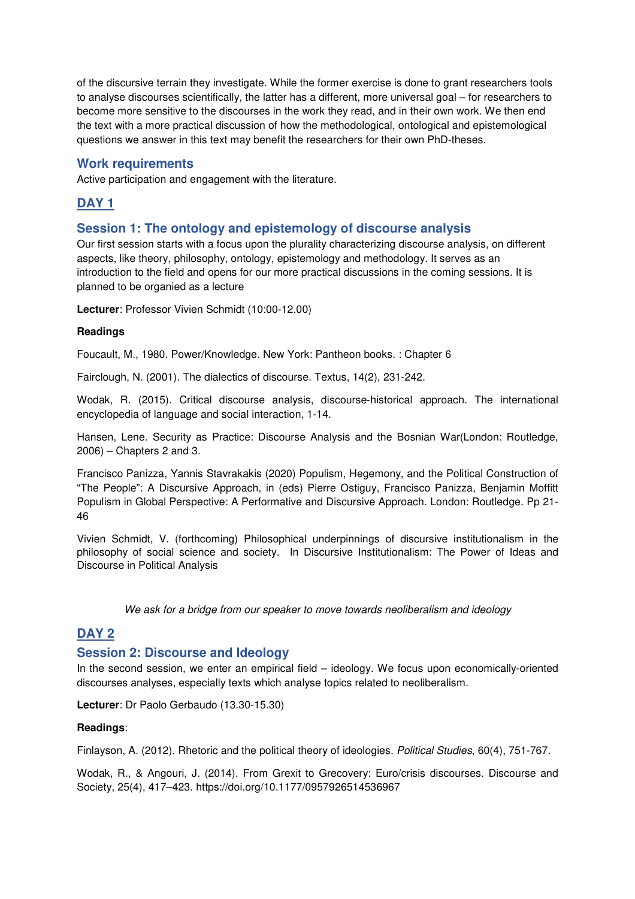of the discursive terrain they investigate. While the former exercise is done to grant researchers tools to analyse discourses scientifically, the latter has a different, more universal goal – for researchers to become more sensitive to the discourses in the work they read, and in their own work. We then end the text with a more practical discussion of how the methodological, ontological and epistemological questions we answer in this text may benefit the researchers for their own PhD-theses.

## Work requirements

Active participation and engagement with the literature.

## DAY 1

### Session 1: The ontology and epistemology of discourse analysis

Our first session starts with a focus upon the plurality characterizing discourse analysis, on different aspects, like theory, philosophy, ontology, epistemology and methodology. It serves as an introduction to the field and opens for our more practical discussions in the coming sessions. It is planned to be organied as a lecture

**Lecturer**: Professor Vivien Schmidt (10:00-12.00)

**Readings**

Foucault, M., 1980. Power/Knowledge. New York: Pantheon books. : Chapter 6

Fairclough, N. (2001). The dialectics of discourse. Textus, 14(2), 231-242.

Wodak, R. (2015). Critical discourse analysis, discourse-historical approach. The international encyclopedia of language and social interaction, 1-14.

Hansen, Lene. Security as Practice: Discourse Analysis and the Bosnian War(London: Routledge, 2006) – Chapters 2 and 3.

Francisco Panizza, Yannis Stavrakakis (2020) Populism, Hegemony, and the Political Construction of "The People": A Discursive Approach, in (eds) Pierre Ostiguy, Francisco Panizza, Benjamin Moffitt Populism in Global Perspective: A Performative and Discursive Approach. London: Routledge. Pp 21-46

Vivien Schmidt, V. (forthcoming) Philosophical underpinnings of discursive institutionalism in the philosophy of social science and society. In Discursive Institutionalism: The Power of Ideas and Discourse in Political Analysis

*We ask for a bridge from our speaker to move towards neoliberalism and ideology*

## DAY 2

### Session 2: Discourse and Ideology

In the second session, we enter an empirical field – ideology. We focus upon economically-oriented discourses analyses, especially texts which analyse topics related to neoliberalism.

**Lecturer**: Dr Paolo Gerbaudo (13.30-15.30)

**Readings**:

Finlayson, A. (2012). Rhetoric and the political theory of ideologies. *Political Studies*, 60(4), 751-767.

Wodak, R., & Angouri, J. (2014). From Grexit to Grecovery: Euro/crisis discourses. Discourse and Society, 25(4), 417–423. https://doi.org/10.1177/0957926514536967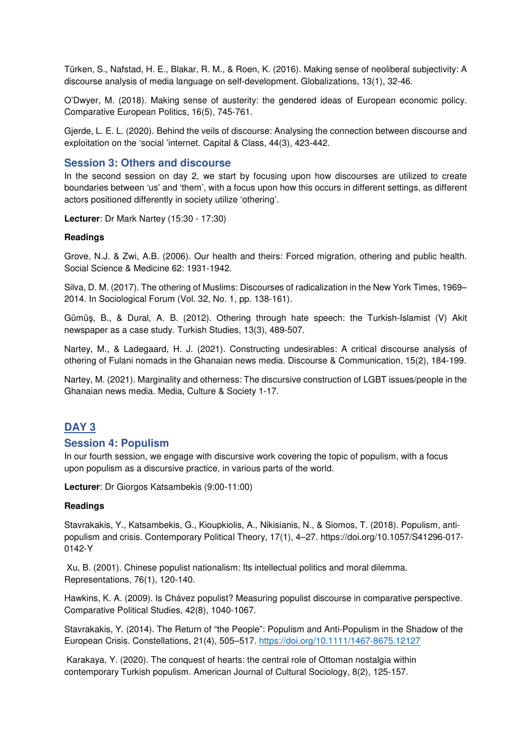Türken, S., Nafstad, H. E., Blakar, R. M., & Roen, K. (2016). Making sense of neoliberal subjectivity: A discourse analysis of media language on self-development. Globalizations, 13(1), 32-46.

O'Dwyer, M. (2018). Making sense of austerity: the gendered ideas of European economic policy. Comparative European Politics, 16(5), 745-761.

Gjerde, L. E. L. (2020). Behind the veils of discourse: Analysing the connection between discourse and exploitation on the 'social 'internet. Capital & Class, 44(3), 423-442.

### Session 3: Others and discourse

In the second session on day 2, we start by focusing upon how discourses are utilized to create boundaries between 'us' and 'them', with a focus upon how this occurs in different settings, as different actors positioned differently in society utilize 'othering'.

**Lecturer**: Dr Mark Nartey (15:30 - 17:30)

**Readings**

Grove, N.J. & Zwi, A.B. (2006). Our health and theirs: Forced migration, othering and public health. Social Science & Medicine 62: 1931-1942.

Silva, D. M. (2017). The othering of Muslims: Discourses of radicalization in the New York Times, 1969–2014. In Sociological Forum (Vol. 32, No. 1, pp. 138-161).

Gümüş, B., & Dural, A. B. (2012). Othering through hate speech: the Turkish-Islamist (V) Akit newspaper as a case study. Turkish Studies, 13(3), 489-507.

Nartey, M., & Ladegaard, H. J. (2021). Constructing undesirables: A critical discourse analysis of othering of Fulani nomads in the Ghanaian news media. Discourse & Communication, 15(2), 184-199.

Nartey, M. (2021). Marginality and otherness: The discursive construction of LGBT issues/people in the Ghanaian news media. Media, Culture & Society 1-17.

## DAY 3

### Session 4: Populism

In our fourth session, we engage with discursive work covering the topic of populism, with a focus upon populism as a discursive practice, in various parts of the world.

**Lecturer**: Dr Giorgos Katsambekis (9:00-11:00)

**Readings**

Stavrakakis, Y., Katsambekis, G., Kioupkiolis, A., Nikisianis, N., & Siomos, T. (2018). Populism, anti-populism and crisis. Contemporary Political Theory, 17(1), 4–27. https://doi.org/10.1057/S41296-017-0142-Y

Xu, B. (2001). Chinese populist nationalism: Its intellectual politics and moral dilemma. Representations, 76(1), 120-140.

Hawkins, K. A. (2009). Is Chávez populist? Measuring populist discourse in comparative perspective. Comparative Political Studies, 42(8), 1040-1067.

Stavrakakis, Y. (2014). The Return of "the People": Populism and Anti-Populism in the Shadow of the European Crisis. Constellations, 21(4), 505–517. https://doi.org/10.1111/1467-8675.12127

Karakaya, Y. (2020). The conquest of hearts: the central role of Ottoman nostalgia within contemporary Turkish populism. American Journal of Cultural Sociology, 8(2), 125-157.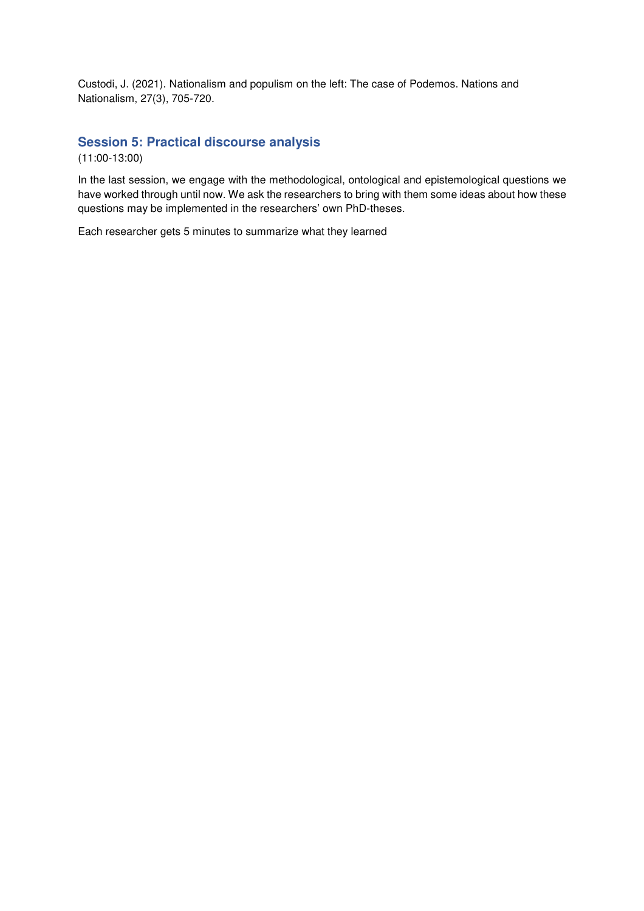Custodi, J. (2021). Nationalism and populism on the left: The case of Podemos. Nations and Nationalism, 27(3), 705-720.

## Session 5: Practical discourse analysis

(11:00-13:00)

In the last session, we engage with the methodological, ontological and epistemological questions we have worked through until now. We ask the researchers to bring with them some ideas about how these questions may be implemented in the researchers' own PhD-theses.

Each researcher gets 5 minutes to summarize what they learned